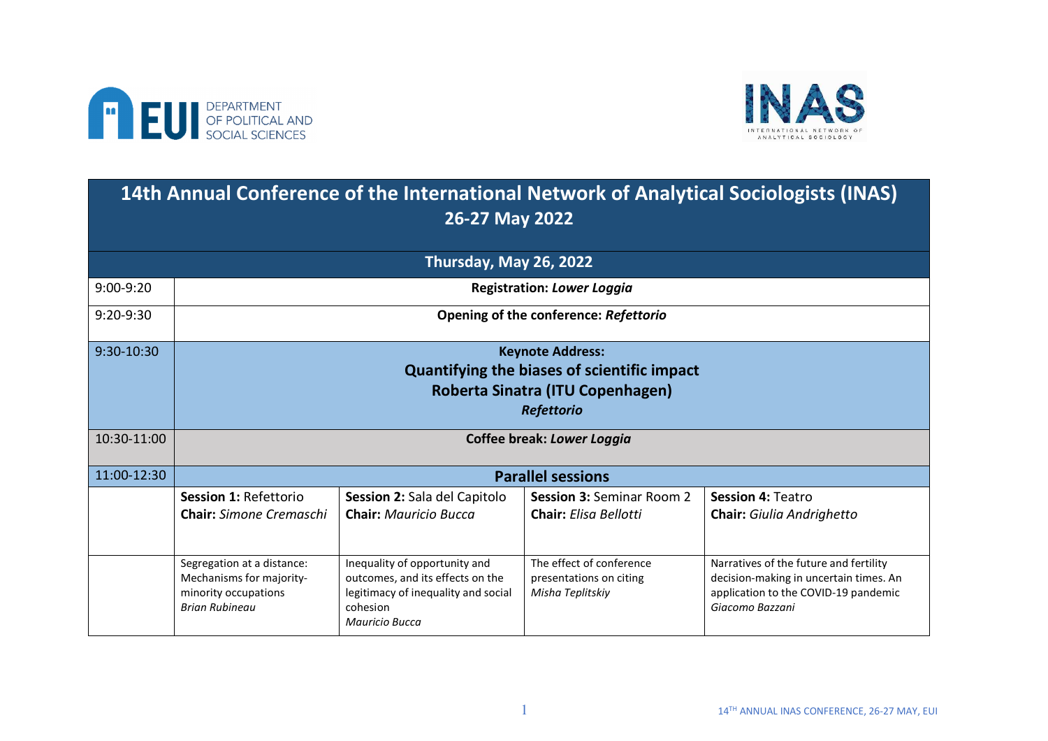EUI DEPARTMENT OF POLITICAL AND SOCIAL SCIENCES

INAS INTERNATIONAL NETWORK OF ANALYTICAL SOCIOLOGY

# 14th Annual Conference of the International Network of Analytical Sociologists (INAS)
## 26-27 May 2022

### Thursday, May 26, 2022

| | | | | |
|---|---|---|---|---|
| 9:00-9:20 | **Registration: *Lower Loggia*** | | | |
| 9:20-9:30 | **Opening of the conference: *Refettorio*** | | | |
| 9:30-10:30 | **Keynote Address:** **Quantifying the biases of scientific impact** **Roberta Sinatra (ITU Copenhagen)** ***Refettorio*** | | | |
| 10:30-11:00 | **Coffee break: *Lower Loggia*** | | | |
| 11:00-12:30 | **Parallel sessions** | | | |
| | **Session 1:** Refettorio **Chair:** *Simone Cremaschi* | **Session 2:** Sala del Capitolo **Chair:** *Mauricio Bucca* | **Session 3:** Seminar Room 2 **Chair:** *Elisa Bellotti* | **Session 4:** Teatro **Chair:** *Giulia Andrighetto* |
| | Segregation at a distance: Mechanisms for majority-minority occupations *Brian Rubineau* | Inequality of opportunity and outcomes, and its effects on the legitimacy of inequality and social cohesion *Mauricio Bucca* | The effect of conference presentations on citing *Misha Teplitskiy* | Narratives of the future and fertility decision-making in uncertain times. An application to the COVID-19 pandemic *Giacomo Bazzani* |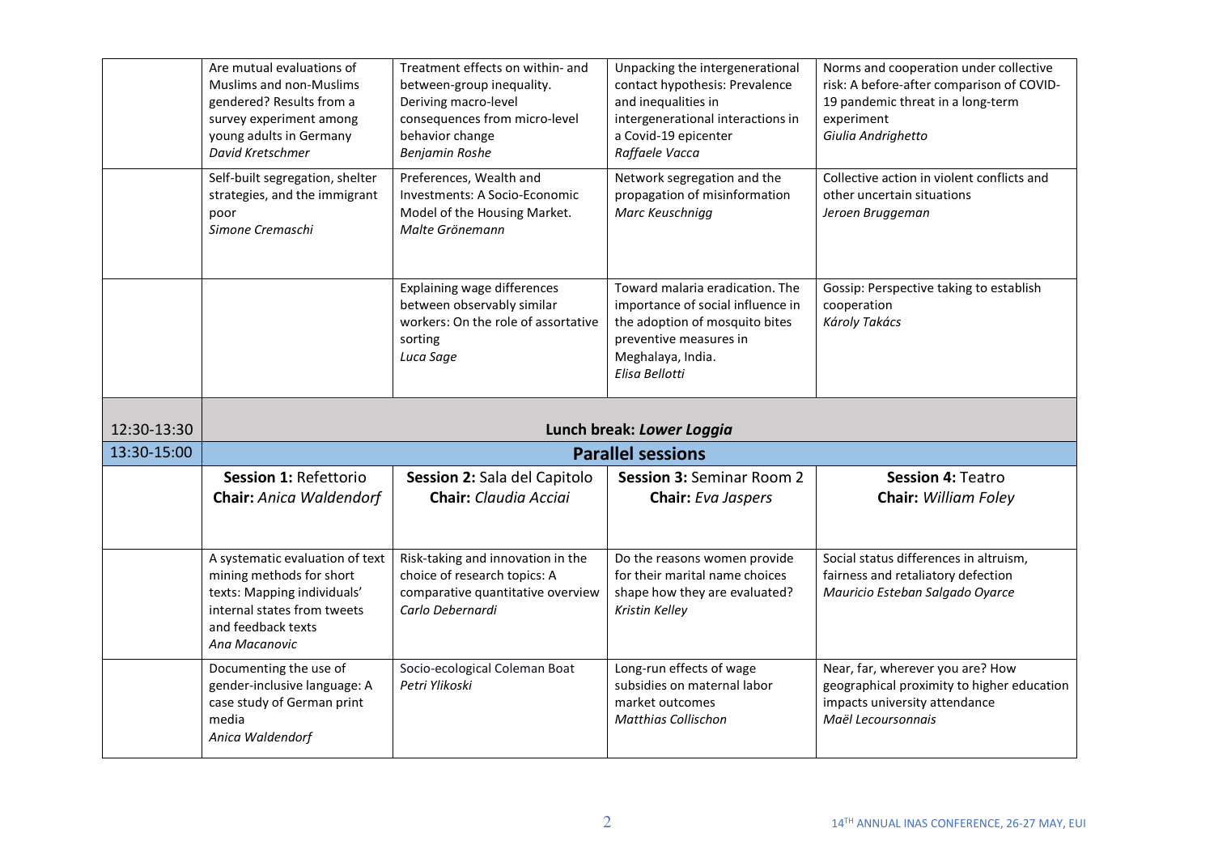| | | | | |
|---|---|---|---|---|
| | Are mutual evaluations of Muslims and non-Muslims gendered? Results from a survey experiment among young adults in Germany<br>*David Kretschmer* | Treatment effects on within- and between-group inequality. Deriving macro-level consequences from micro-level behavior change<br>*Benjamin Roshe* | Unpacking the intergenerational contact hypothesis: Prevalence and inequalities in intergenerational interactions in a Covid-19 epicenter<br>*Raffaele Vacca* | Norms and cooperation under collective risk: A before-after comparison of COVID-19 pandemic threat in a long-term experiment<br>*Giulia Andrighetto* |
| | Self-built segregation, shelter strategies, and the immigrant poor<br>*Simone Cremaschi* | Preferences, Wealth and Investments: A Socio-Economic Model of the Housing Market.<br>*Malte Grönemann* | Network segregation and the propagation of misinformation<br>*Marc Keuschnigg* | Collective action in violent conflicts and other uncertain situations<br>*Jeroen Bruggeman* |
| | | Explaining wage differences between observably similar workers: On the role of assortative sorting<br>*Luca Sage* | Toward malaria eradication. The importance of social influence in the adoption of mosquito bites preventive measures in Meghalaya, India.<br>*Elisa Bellotti* | Gossip: Perspective taking to establish cooperation<br>*Károly Takács* |
| 12:30-13:30 | **Lunch break: *Lower Loggia*** | | | |
| 13:30-15:00 | **Parallel sessions** | | | |
| | **Session 1:** Refettorio<br>**Chair:** *Anica Waldendorf* | **Session 2:** Sala del Capitolo<br>**Chair:** *Claudia Acciai* | **Session 3:** Seminar Room 2<br>**Chair:** *Eva Jaspers* | **Session 4:** Teatro<br>**Chair:** *William Foley* |
| | A systematic evaluation of text mining methods for short texts: Mapping individuals' internal states from tweets and feedback texts<br>*Ana Macanovic* | Risk-taking and innovation in the choice of research topics: A comparative quantitative overview<br>*Carlo Debernardi* | Do the reasons women provide for their marital name choices shape how they are evaluated?<br>*Kristin Kelley* | Social status differences in altruism, fairness and retaliatory defection<br>*Mauricio Esteban Salgado Oyarce* |
| | Documenting the use of gender-inclusive language: A case study of German print media<br>*Anica Waldendorf* | Socio-ecological Coleman Boat<br>*Petri Ylikoski* | Long-run effects of wage subsidies on maternal labor market outcomes<br>*Matthias Collischon* | Near, far, wherever you are? How geographical proximity to higher education impacts university attendance<br>*Maël Lecoursonnais* |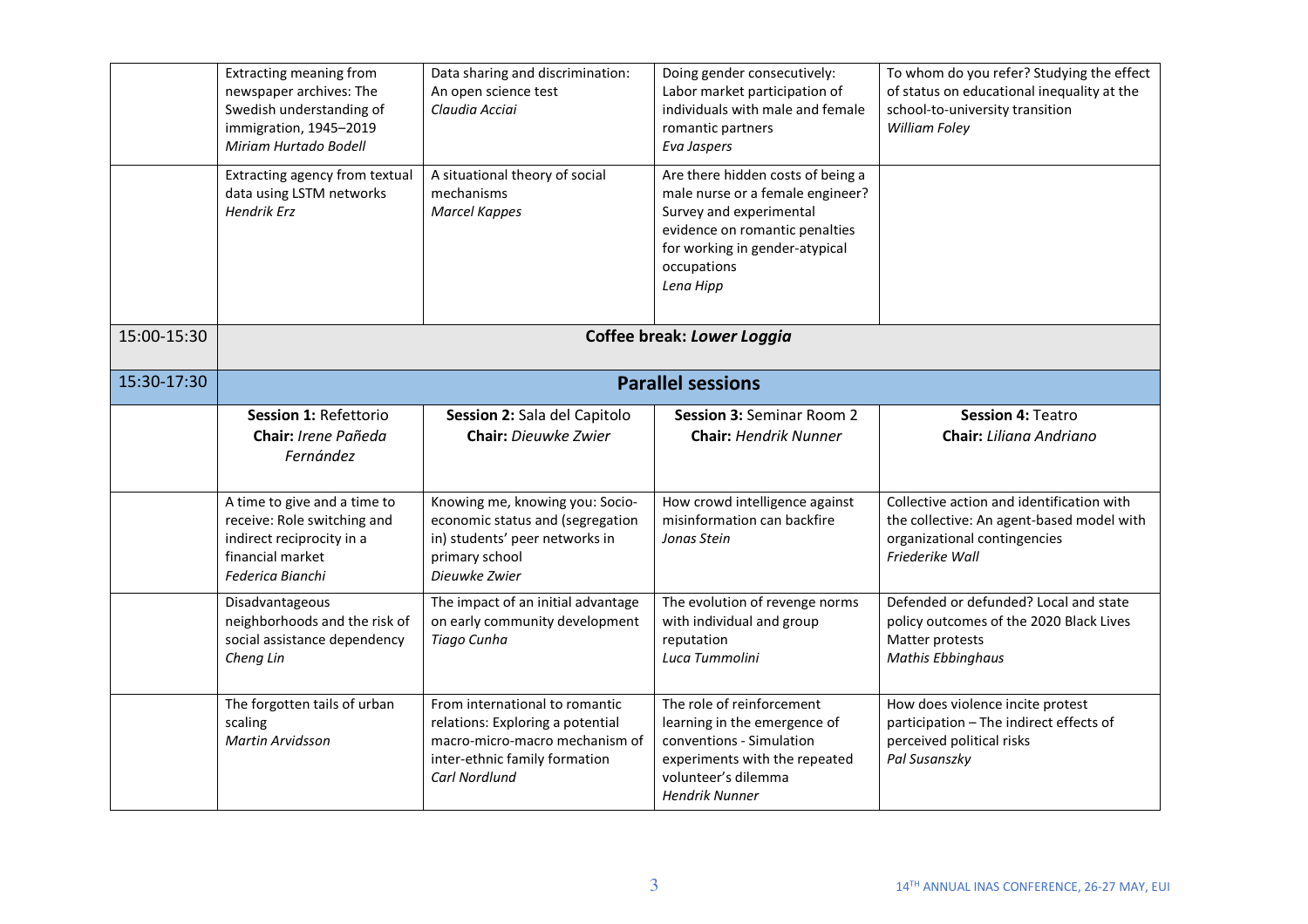| | | | | |
|---|---|---|---|---|
| | Extracting meaning from newspaper archives: The Swedish understanding of immigration, 1945–2019 *Miriam Hurtado Bodell* | Data sharing and discrimination: An open science test *Claudia Acciai* | Doing gender consecutively: Labor market participation of individuals with male and female romantic partners *Eva Jaspers* | To whom do you refer? Studying the effect of status on educational inequality at the school-to-university transition *William Foley* |
| | Extracting agency from textual data using LSTM networks *Hendrik Erz* | A situational theory of social mechanisms *Marcel Kappes* | Are there hidden costs of being a male nurse or a female engineer? Survey and experimental evidence on romantic penalties for working in gender-atypical occupations *Lena Hipp* | |
| 15:00-15:30 | **Coffee break: *Lower Loggia*** | | | |
| 15:30-17:30 | **Parallel sessions** | | | |
| | **Session 1:** Refettorio **Chair:** *Irene Pañeda Fernández* | **Session 2:** Sala del Capitolo **Chair:** *Dieuwke Zwier* | **Session 3:** Seminar Room 2 **Chair:** *Hendrik Nunner* | **Session 4:** Teatro **Chair:** *Liliana Andriano* |
| | A time to give and a time to receive: Role switching and indirect reciprocity in a financial market *Federica Bianchi* | Knowing me, knowing you: Socio-economic status and (segregation in) students' peer networks in primary school *Dieuwke Zwier* | How crowd intelligence against misinformation can backfire *Jonas Stein* | Collective action and identification with the collective: An agent-based model with organizational contingencies *Friederike Wall* |
| | Disadvantageous neighborhoods and the risk of social assistance dependency *Cheng Lin* | The impact of an initial advantage on early community development *Tiago Cunha* | The evolution of revenge norms with individual and group reputation *Luca Tummolini* | Defended or defunded? Local and state policy outcomes of the 2020 Black Lives Matter protests *Mathis Ebbinghaus* |
| | The forgotten tails of urban scaling *Martin Arvidsson* | From international to romantic relations: Exploring a potential macro-micro-macro mechanism of inter-ethnic family formation *Carl Nordlund* | The role of reinforcement learning in the emergence of conventions - Simulation experiments with the repeated volunteer's dilemma *Hendrik Nunner* | How does violence incite protest participation – The indirect effects of perceived political risks *Pal Susanszky* |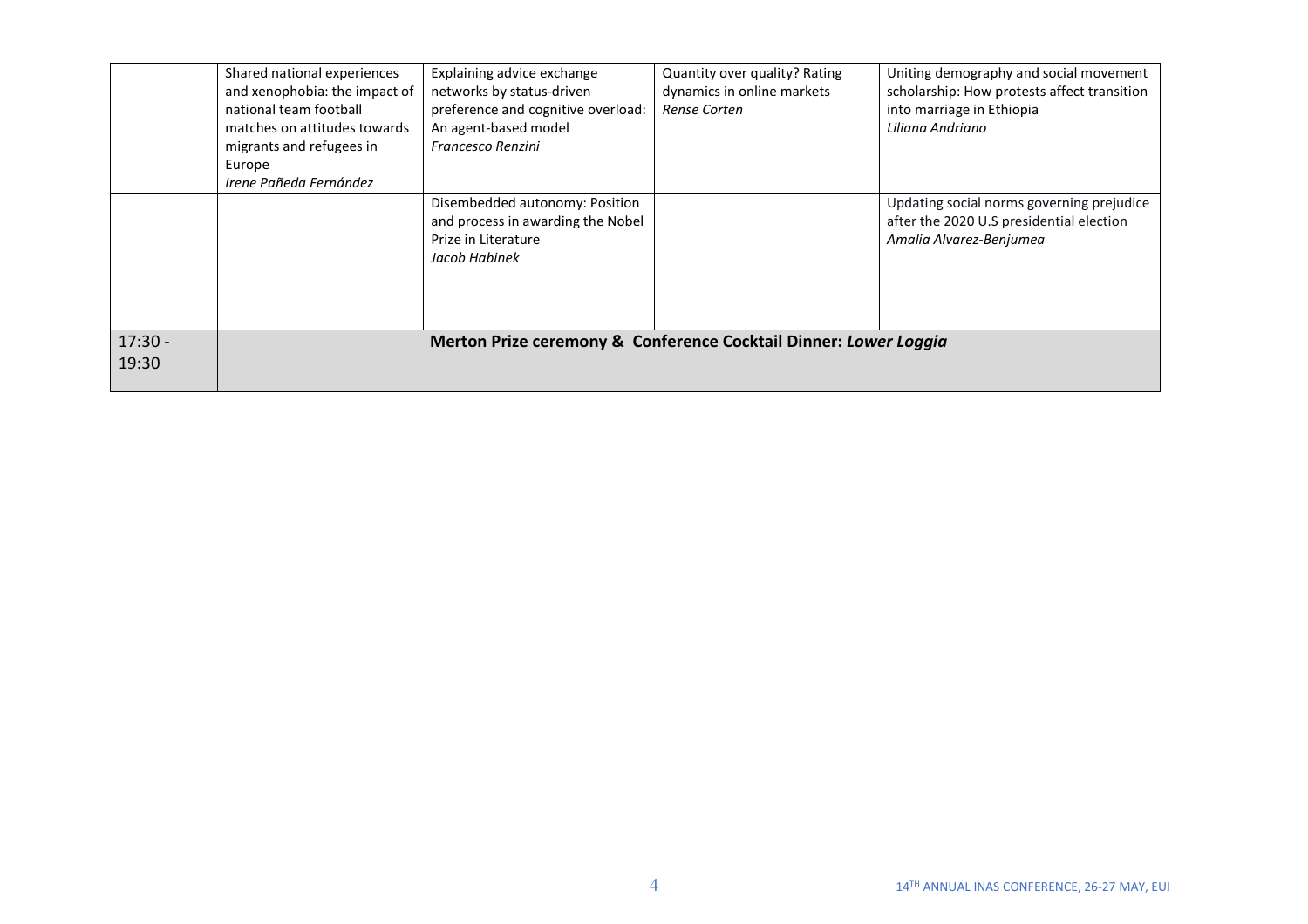|  |  |  |  |  |
|---|---|---|---|---|
|  | Shared national experiences and xenophobia: the impact of national team football matches on attitudes towards migrants and refugees in Europe<br>*Irene Pañeda Fernández* | Explaining advice exchange networks by status-driven preference and cognitive overload: An agent-based model<br>*Francesco Renzini* | Quantity over quality? Rating dynamics in online markets<br>*Rense Corten* | Uniting demography and social movement scholarship: How protests affect transition into marriage in Ethiopia<br>*Liliana Andriano* |
|  |  | Disembedded autonomy: Position and process in awarding the Nobel Prize in Literature<br>*Jacob Habinek* |  | Updating social norms governing prejudice after the 2020 U.S presidential election<br>*Amalia Alvarez-Benjumea* |
| 17:30 - 19:30 | **Merton Prize ceremony & Conference Cocktail Dinner: *Lower Loggia*** |  |  |  |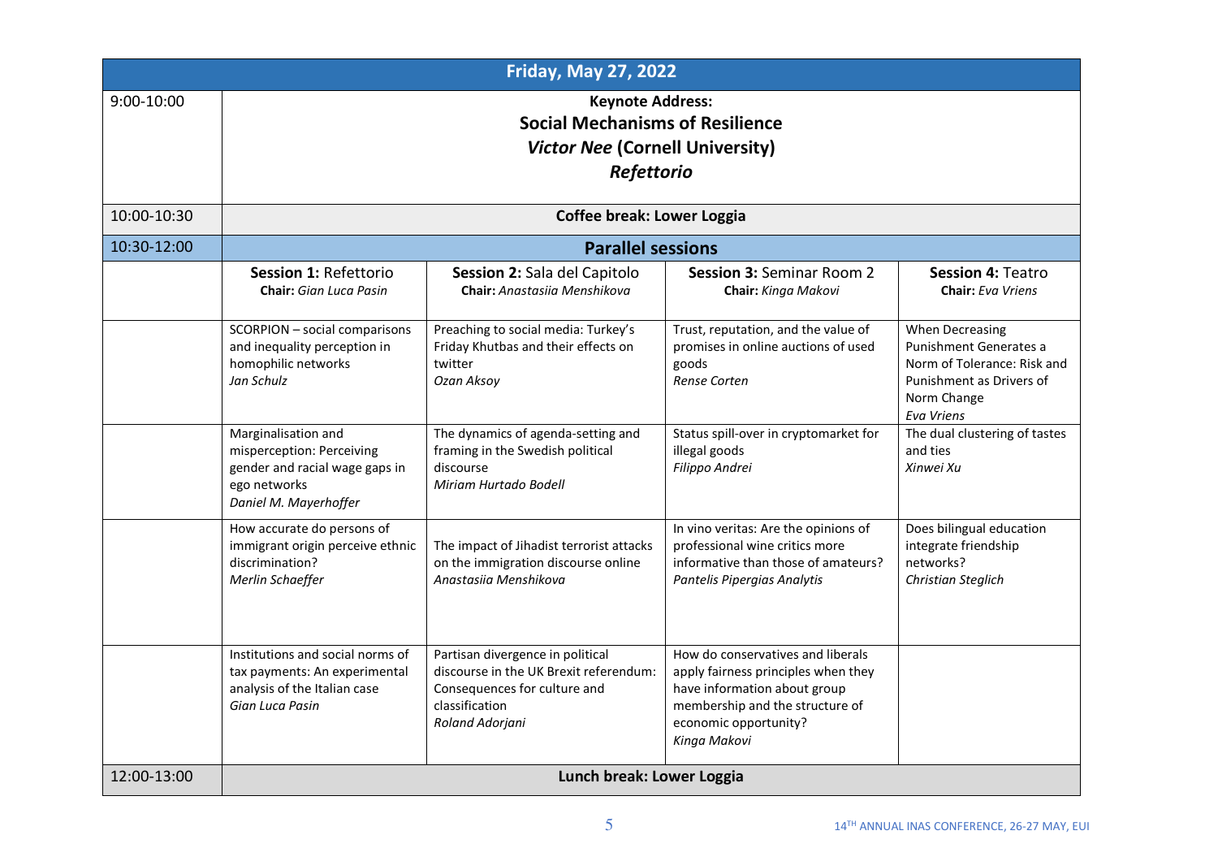| Friday, May 27, 2022 | | | | |
|---|---|---|---|---|
| 9:00-10:00 | **Keynote Address:**<br>**Social Mechanisms of Resilience**<br>***Victor Nee* (Cornell University)**<br>***Refettorio*** | | | |
| 10:00-10:30 | **Coffee break: Lower Loggia** | | | |
| 10:30-12:00 | **Parallel sessions** | | | |
| | **Session 1:** Refettorio<br>**Chair:** *Gian Luca Pasin* | **Session 2:** Sala del Capitolo<br>**Chair:** *Anastasiia Menshikova* | **Session 3:** Seminar Room 2<br>**Chair:** *Kinga Makovi* | **Session 4:** Teatro<br>**Chair:** *Eva Vriens* |
| | SCORPION – social comparisons and inequality perception in homophilic networks<br>*Jan Schulz* | Preaching to social media: Turkey's Friday Khutbas and their effects on twitter<br>*Ozan Aksoy* | Trust, reputation, and the value of promises in online auctions of used goods<br>*Rense Corten* | When Decreasing Punishment Generates a Norm of Tolerance: Risk and Punishment as Drivers of Norm Change<br>*Eva Vriens* |
| | Marginalisation and misperception: Perceiving gender and racial wage gaps in ego networks<br>*Daniel M. Mayerhoffer* | The dynamics of agenda-setting and framing in the Swedish political discourse<br>*Miriam Hurtado Bodell* | Status spill-over in cryptomarket for illegal goods<br>*Filippo Andrei* | The dual clustering of tastes and ties<br>*Xinwei Xu* |
| | How accurate do persons of immigrant origin perceive ethnic discrimination?<br>*Merlin Schaeffer* | The impact of Jihadist terrorist attacks on the immigration discourse online<br>*Anastasiia Menshikova* | In vino veritas: Are the opinions of professional wine critics more informative than those of amateurs?<br>*Pantelis Pipergias Analytis* | Does bilingual education integrate friendship networks?<br>*Christian Steglich* |
| | Institutions and social norms of tax payments: An experimental analysis of the Italian case<br>*Gian Luca Pasin* | Partisan divergence in political discourse in the UK Brexit referendum: Consequences for culture and classification<br>*Roland Adorjani* | How do conservatives and liberals apply fairness principles when they have information about group membership and the structure of economic opportunity?<br>*Kinga Makovi* | |
| 12:00-13:00 | **Lunch break: Lower Loggia** | | | |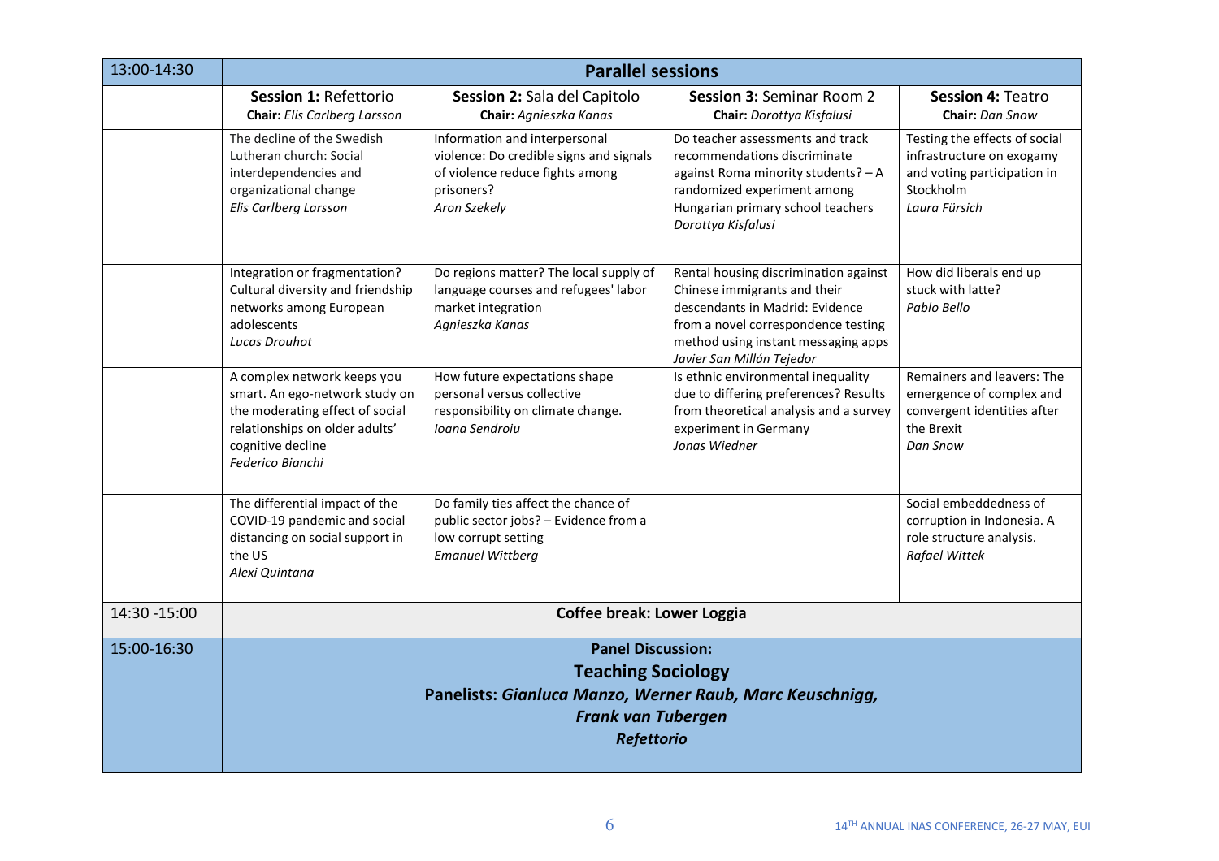| 13:00-14:30 | **Parallel sessions** | | | |
|---|---|---|---|---|
| | **Session 1:** Refettorio<br>**Chair:** *Elis Carlberg Larsson* | **Session 2:** Sala del Capitolo<br>**Chair:** *Agnieszka Kanas* | **Session 3:** Seminar Room 2<br>**Chair:** *Dorottya Kisfalusi* | **Session 4:** Teatro<br>**Chair:** *Dan Snow* |
| | The decline of the Swedish Lutheran church: Social interdependencies and organizational change<br>*Elis Carlberg Larsson* | Information and interpersonal violence: Do credible signs and signals of violence reduce fights among prisoners?<br>*Aron Szekely* | Do teacher assessments and track recommendations discriminate against Roma minority students? – A randomized experiment among Hungarian primary school teachers<br>*Dorottya Kisfalusi* | Testing the effects of social infrastructure on exogamy and voting participation in Stockholm<br>*Laura Fürsich* |
| | Integration or fragmentation? Cultural diversity and friendship networks among European adolescents<br>*Lucas Drouhot* | Do regions matter? The local supply of language courses and refugees' labor market integration<br>*Agnieszka Kanas* | Rental housing discrimination against Chinese immigrants and their descendants in Madrid: Evidence from a novel correspondence testing method using instant messaging apps<br>*Javier San Millán Tejedor* | How did liberals end up stuck with latte?<br>*Pablo Bello* |
| | A complex network keeps you smart. An ego-network study on the moderating effect of social relationships on older adults' cognitive decline<br>*Federico Bianchi* | How future expectations shape personal versus collective responsibility on climate change.<br>*Ioana Sendroiu* | Is ethnic environmental inequality due to differing preferences? Results from theoretical analysis and a survey experiment in Germany<br>*Jonas Wiedner* | Remainers and leavers: The emergence of complex and convergent identities after the Brexit<br>*Dan Snow* |
| | The differential impact of the COVID-19 pandemic and social distancing on social support in the US<br>*Alexi Quintana* | Do family ties affect the chance of public sector jobs? – Evidence from a low corrupt setting<br>*Emanuel Wittberg* | | Social embeddedness of corruption in Indonesia. A role structure analysis.<br>*Rafael Wittek* |
| 14:30 -15:00 | **Coffee break: Lower Loggia** | | | |
| 15:00-16:30 | **Panel Discussion:**<br>**Teaching Sociology**<br>**Panelists: *Gianluca Manzo, Werner Raub, Marc Keuschnigg, Frank van Tubergen***<br>***Refettorio*** | | | |